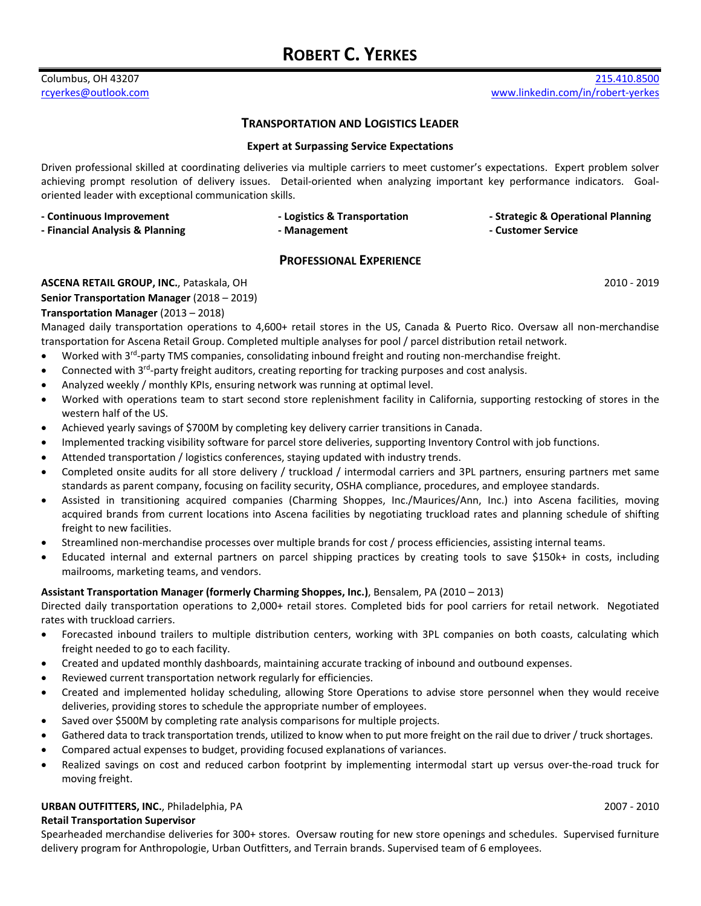# ROBERT C. YERKES

Columbus, OH 43207
rcyerkes@outlook.com

215.410.8500
www.linkedin.com/in/robert-yerkes

## TRANSPORTATION AND LOGISTICS LEADER

**Expert at Surpassing Service Expectations**

Driven professional skilled at coordinating deliveries via multiple carriers to meet customer's expectations. Expert problem solver achieving prompt resolution of delivery issues. Detail-oriented when analyzing important key performance indicators. Goal-oriented leader with exceptional communication skills.

**- Continuous Improvement**
**- Financial Analysis & Planning**
**- Logistics & Transportation**
**- Management**
**- Strategic & Operational Planning**
**- Customer Service**

## PROFESSIONAL EXPERIENCE

**ASCENA RETAIL GROUP, INC.**, Pataskala, OH — 2010 - 2019

**Senior Transportation Manager** (2018 – 2019)
**Transportation Manager** (2013 – 2018)

Managed daily transportation operations to 4,600+ retail stores in the US, Canada & Puerto Rico. Oversaw all non-merchandise transportation for Ascena Retail Group. Completed multiple analyses for pool / parcel distribution retail network.

- Worked with 3rd-party TMS companies, consolidating inbound freight and routing non-merchandise freight.
- Connected with 3rd-party freight auditors, creating reporting for tracking purposes and cost analysis.
- Analyzed weekly / monthly KPIs, ensuring network was running at optimal level.
- Worked with operations team to start second store replenishment facility in California, supporting restocking of stores in the western half of the US.
- Achieved yearly savings of $700M by completing key delivery carrier transitions in Canada.
- Implemented tracking visibility software for parcel store deliveries, supporting Inventory Control with job functions.
- Attended transportation / logistics conferences, staying updated with industry trends.
- Completed onsite audits for all store delivery / truckload / intermodal carriers and 3PL partners, ensuring partners met same standards as parent company, focusing on facility security, OSHA compliance, procedures, and employee standards.
- Assisted in transitioning acquired companies (Charming Shoppes, Inc./Maurices/Ann, Inc.) into Ascena facilities, moving acquired brands from current locations into Ascena facilities by negotiating truckload rates and planning schedule of shifting freight to new facilities.
- Streamlined non-merchandise processes over multiple brands for cost / process efficiencies, assisting internal teams.
- Educated internal and external partners on parcel shipping practices by creating tools to save $150k+ in costs, including mailrooms, marketing teams, and vendors.

**Assistant Transportation Manager (formerly Charming Shoppes, Inc.)**, Bensalem, PA (2010 – 2013)

Directed daily transportation operations to 2,000+ retail stores. Completed bids for pool carriers for retail network. Negotiated rates with truckload carriers.

- Forecasted inbound trailers to multiple distribution centers, working with 3PL companies on both coasts, calculating which freight needed to go to each facility.
- Created and updated monthly dashboards, maintaining accurate tracking of inbound and outbound expenses.
- Reviewed current transportation network regularly for efficiencies.
- Created and implemented holiday scheduling, allowing Store Operations to advise store personnel when they would receive deliveries, providing stores to schedule the appropriate number of employees.
- Saved over $500M by completing rate analysis comparisons for multiple projects.
- Gathered data to track transportation trends, utilized to know when to put more freight on the rail due to driver / truck shortages.
- Compared actual expenses to budget, providing focused explanations of variances.
- Realized savings on cost and reduced carbon footprint by implementing intermodal start up versus over-the-road truck for moving freight.

**URBAN OUTFITTERS, INC.**, Philadelphia, PA — 2007 - 2010

**Retail Transportation Supervisor**

Spearheaded merchandise deliveries for 300+ stores. Oversaw routing for new store openings and schedules. Supervised furniture delivery program for Anthropologie, Urban Outfitters, and Terrain brands. Supervised team of 6 employees.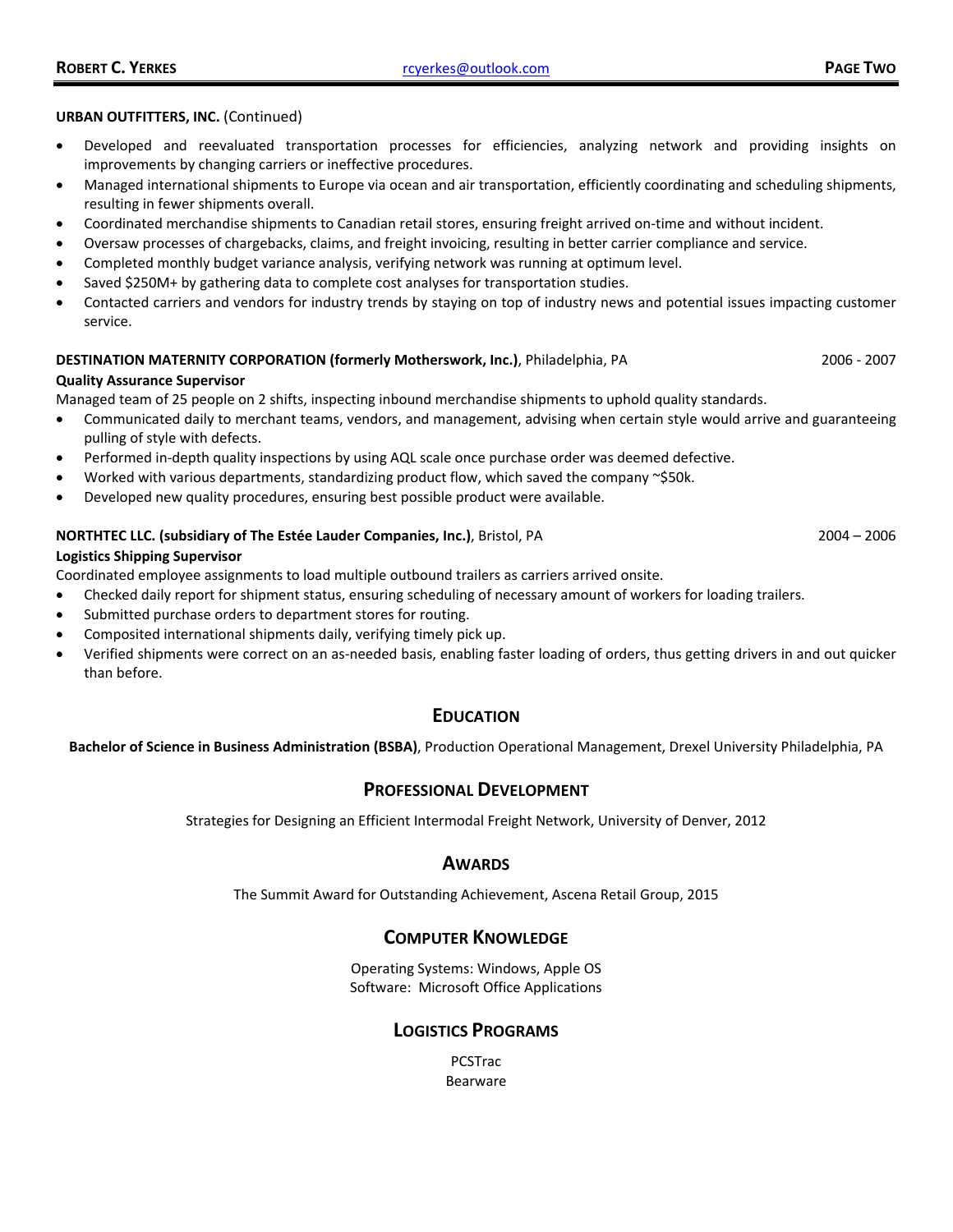**URBAN OUTFITTERS, INC.** (Continued)

- Developed and reevaluated transportation processes for efficiencies, analyzing network and providing insights on improvements by changing carriers or ineffective procedures.
- Managed international shipments to Europe via ocean and air transportation, efficiently coordinating and scheduling shipments, resulting in fewer shipments overall.
- Coordinated merchandise shipments to Canadian retail stores, ensuring freight arrived on-time and without incident.
- Oversaw processes of chargebacks, claims, and freight invoicing, resulting in better carrier compliance and service.
- Completed monthly budget variance analysis, verifying network was running at optimum level.
- Saved $250M+ by gathering data to complete cost analyses for transportation studies.
- Contacted carriers and vendors for industry trends by staying on top of industry news and potential issues impacting customer service.

**DESTINATION MATERNITY CORPORATION (formerly Motherswork, Inc.)**, Philadelphia, PA 2006 - 2007

**Quality Assurance Supervisor**

Managed team of 25 people on 2 shifts, inspecting inbound merchandise shipments to uphold quality standards.

- Communicated daily to merchant teams, vendors, and management, advising when certain style would arrive and guaranteeing pulling of style with defects.
- Performed in-depth quality inspections by using AQL scale once purchase order was deemed defective.
- Worked with various departments, standardizing product flow, which saved the company ~$50k.
- Developed new quality procedures, ensuring best possible product were available.

**NORTHTEC LLC. (subsidiary of The Estée Lauder Companies, Inc.)**, Bristol, PA 2004 – 2006

**Logistics Shipping Supervisor**

Coordinated employee assignments to load multiple outbound trailers as carriers arrived onsite.

- Checked daily report for shipment status, ensuring scheduling of necessary amount of workers for loading trailers.
- Submitted purchase orders to department stores for routing.
- Composited international shipments daily, verifying timely pick up.
- Verified shipments were correct on an as-needed basis, enabling faster loading of orders, thus getting drivers in and out quicker than before.

## Education

**Bachelor of Science in Business Administration (BSBA)**, Production Operational Management, Drexel University Philadelphia, PA

## Professional Development

Strategies for Designing an Efficient Intermodal Freight Network, University of Denver, 2012

## Awards

The Summit Award for Outstanding Achievement, Ascena Retail Group, 2015

## Computer Knowledge

Operating Systems: Windows, Apple OS
Software: Microsoft Office Applications

## Logistics Programs

PCSTrac
Bearware